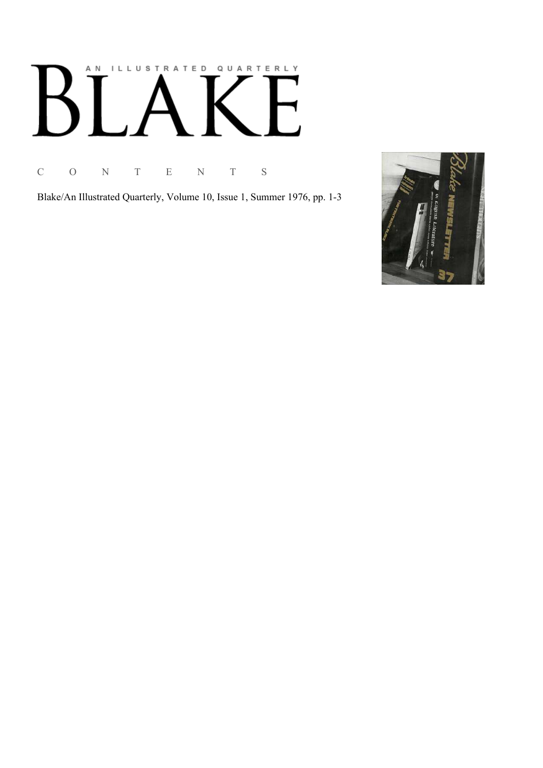AN ILLUSTRATED QUARTERLY

# BLAKE

C O N T E N T S

Blake/An Illustrated Quarterly, Volume 10, Issue 1, Summer 1976, pp. 1-3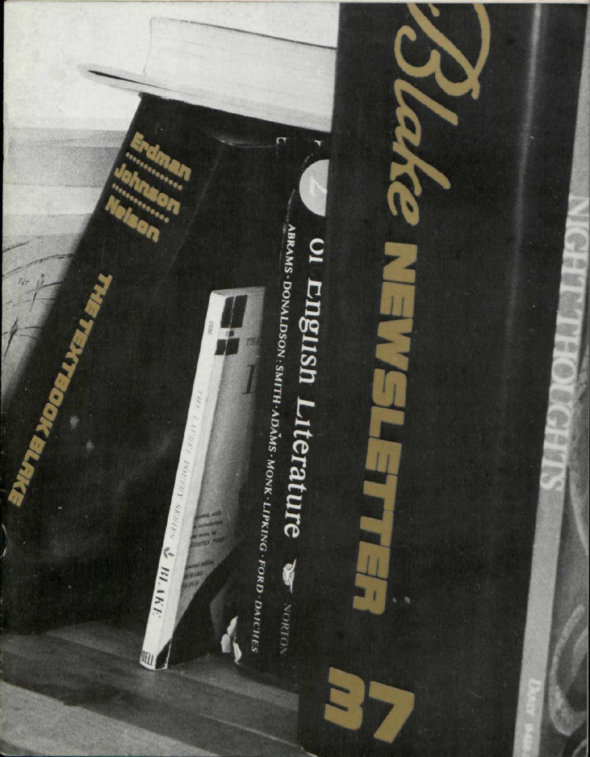# Blake NEWSLETTER 37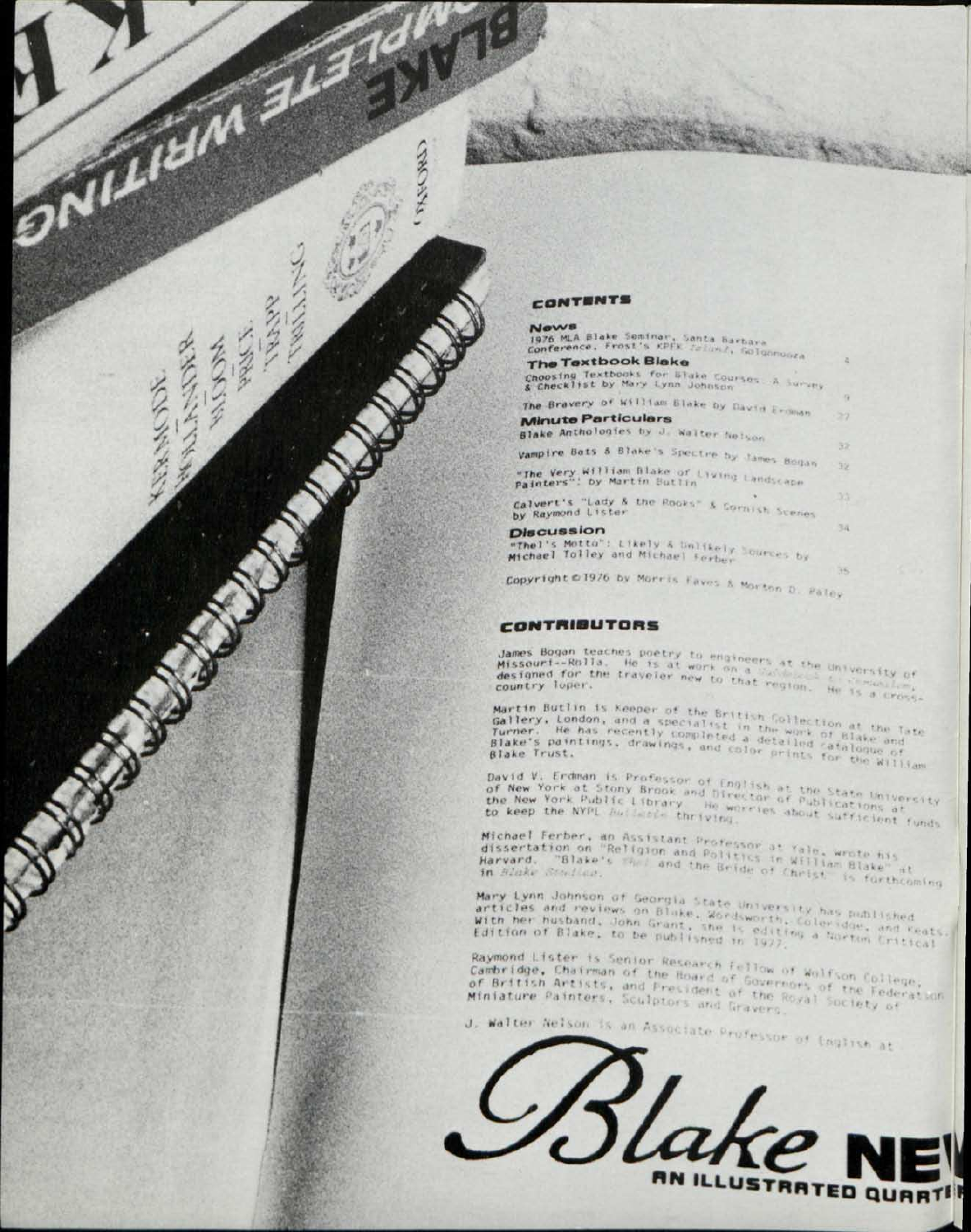## CONTENTS

### News

1976 MLA Blake Seminar, Santa Barbara Conference, Frost's KPFK *Island*, Golgonooza — 4

### The Textbook Blake

Choosing Textbooks for Blake Courses: A Survey & Checklist by Mary Lynn Johnson — 9

The Bravery of William Blake by David Erdman — 27

### Minute Particulars

Blake Anthologies by J. Walter Nelson — 32

Vampire Bats & Blake's Spectre by James Bogan — 32

"The Very William Blake of Living Landscape Painters": by Martin Butlin — 33

Calvert's "Lady & the Rooks" & Cornish Scenes by Raymond Lister — 34

### Discussion

"Thel's Motto": Likely & Unlikely Sources by Michael Tolley and Michael Ferber — 35

Copyright © 1976 by Morris Eaves & Morton D. Paley

## CONTRIBUTORS

James Bogan teaches poetry to engineers at the University of Missouri--Rolla. He is at work on a *Guidebook to Tennessee*, designed for the traveler new to that region. He is a cross-country loper.

Martin Butlin is Keeper of the British Collection at the Tate Gallery, London, and a specialist in the work of Blake and Turner. He has recently completed a detailed catalogue of Blake's paintings, drawings, and color prints for the William Blake Trust.

David V. Erdman is Professor of English at the State University of New York at Stony Brook and Director of Publications at the New York Public Library. He worries about sufficient funds to keep the NYPL *Bulletin* thriving.

Michael Ferber, an Assistant Professor at Yale, wrote his dissertation on "Religion and Politics in William Blake" at Harvard. "Blake's *Thel* and the Bride of Christ" is forthcoming in *Blake Studies*.

Mary Lynn Johnson of Georgia State University has published articles and reviews on Blake, Wordsworth, Coleridge, and Keats. With her husband, John Grant, she is editing a Norton Critical Edition of Blake, to be published in 1977.

Raymond Lister is Senior Research Fellow of Wolfson College, Cambridge, Chairman of the Board of Governors of the Federation of British Artists, and President of the Royal Society of Miniature Painters, Sculptors and Gravers.

J. Walter Nelson is an Associate Professor of English at

# Blake NE

AN ILLUSTRATED QUART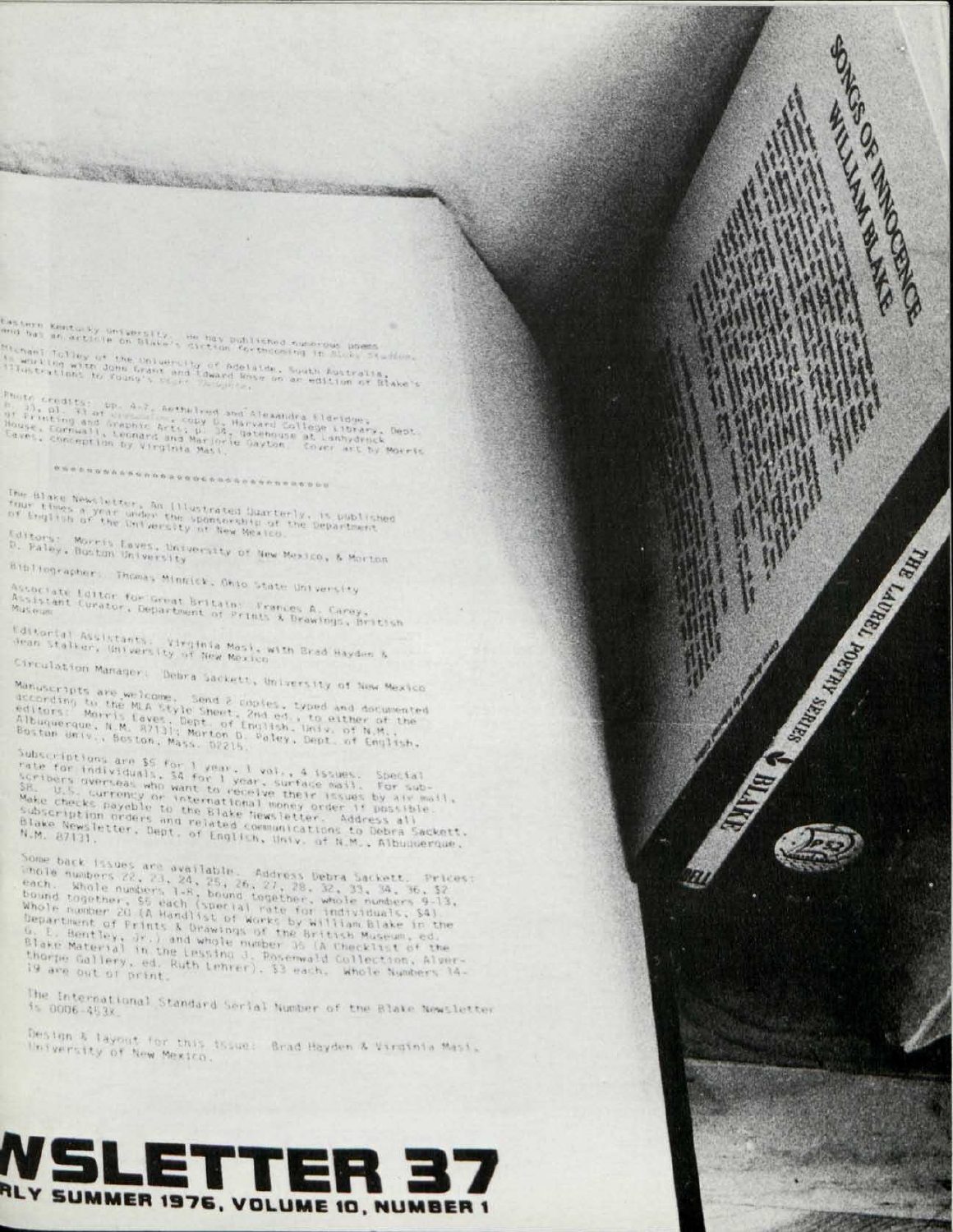Eastern Kentucky University. He has published numerous poems and has an article on Blake's diction forthcoming in *Blake Studies*.

Michael Tolley of the University of Adelaide, South Australia, is working with John Grant and Edward Rose on an edition of Blake's illustrations to Young's *Night Thoughts*.

Photo credits: pp. 4-7, Aethelred and Alexandra Eldridge; p. 33, pl. 11 of *Innocence*, copy D, Harvard College Library, Dept. of Printing and Graphic Arts; p. 34, gatehouse at Lanhydrock House, Cornwall, Leonard and Marjorie Gayton. Cover art by Morris Eaves, conception by Virginia Masi.

The Blake Newsletter, An Illustrated Quarterly, is published four times a year under the sponsorship of the Department of English of the University of New Mexico.

Editors: Morris Eaves, University of New Mexico, & Morton D. Paley, Boston University

Bibliographer: Thomas Minnick, Ohio State University

Associate Editor for Great Britain: Frances A. Carey, Assistant Curator, Department of Prints & Drawings, British Museum

Editorial Assistants: Virginia Masi, with Brad Hayden & Jean Stalker, University of New Mexico

Circulation Manager: Debra Sackett, University of New Mexico

Manuscripts are welcome. Send 2 copies, typed and documented according to the MLA Style Sheet, 2nd ed., to either of the editors: Morris Eaves, Dept. of English, Univ. of N.M., Albuquerque, N.M. 87131; Morton D. Paley, Dept. of English, Boston Univ., Boston, Mass. 02215.

Subscriptions are $5 for 1 year, 1 vol., 4 issues. Special rate for individuals, $4 for 1 year, surface mail. For subscribers overseas who want to receive their issues by air mail, $8. U.S. currency or international money order if possible. Make checks payable to the Blake Newsletter. Address all subscription orders and related communications to Debra Sackett, Blake Newsletter, Dept. of English, Univ. of N.M., Albuquerque, N.M. 87131.

Some back issues are available. Address Debra Sackett. Prices: whole numbers 22, 23, 24, 25, 26, 27, 28, 32, 33, 34, 36, $2 each. Whole numbers 1-8, bound together, whole numbers 9-13, bound together, $6 each (special rate for individuals, $4). Whole number 20 (A Handlist of Works by William Blake in the Department of Prints & Drawings of the British Museum, ed. G. E. Bentley, Jr.) and whole number 35 (A Checklist of the Blake Material in the Lessing J. Rosenwald Collection, Alverthorpe Gallery, ed. Ruth Lehrer), $3 each. Whole Numbers 14-19 are out of print.

The International Standard Serial Number of the Blake Newsletter is 0006-453X.

Design & layout for this issue: Brad Hayden & Virginia Masi, University of New Mexico.

# NEWSLETTER 37

## EARLY SUMMER 1976, VOLUME 10, NUMBER 1